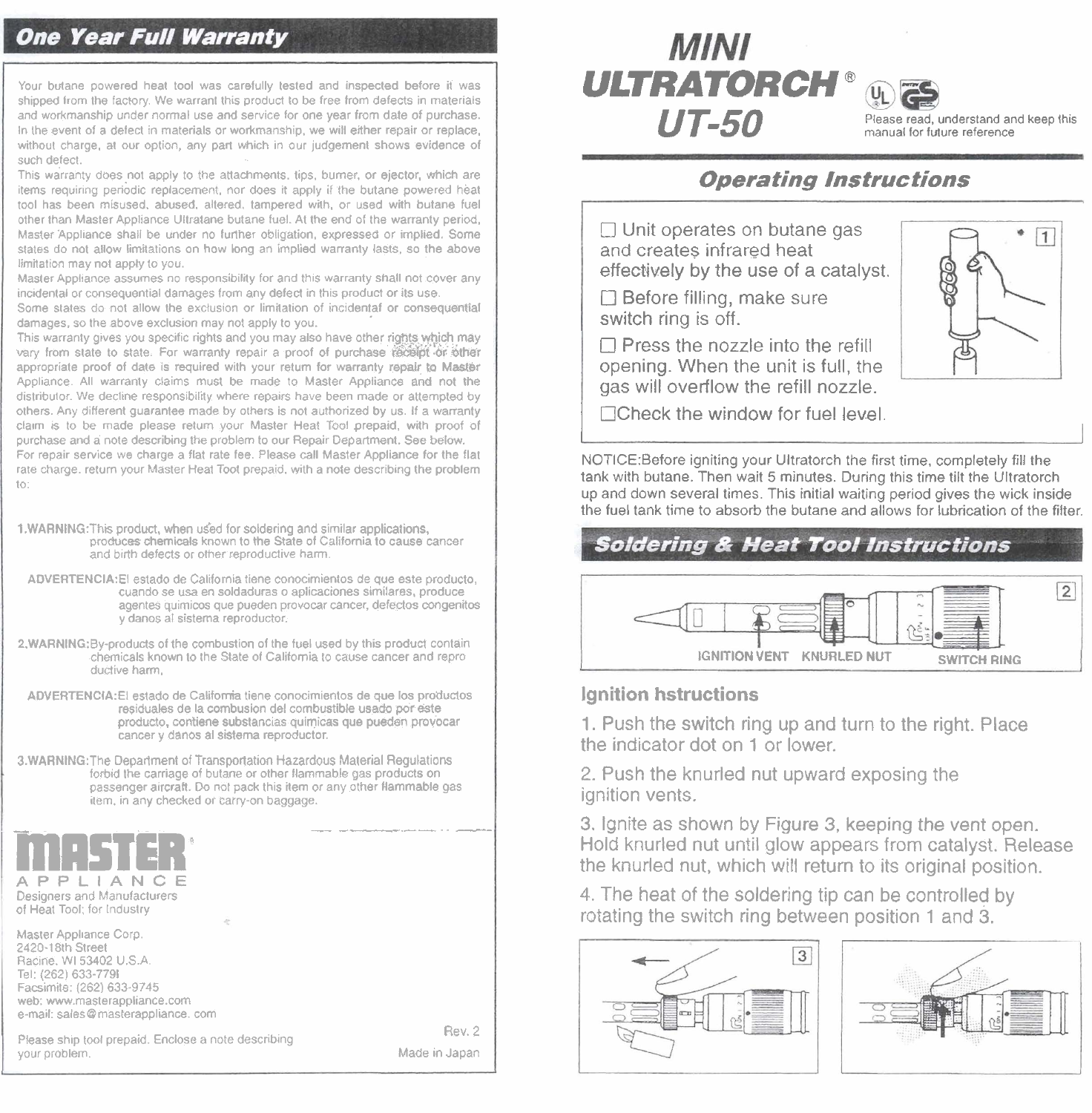## One Year Full Warranty

Your butane powered heat tool was carefully tested and inspected before it was shipped from the factory. We warrant this product to be free from defects in materials and workmanship under normal use and service for one year from date of purchase. In the event of a defect in materials or workmanship, we will either repair or replace, without charge, at our option, any part which in our judgement shows evidence of such defect.

This warranty does not apply to the attachments, tips, burner, or ejector, which are items requiring periodic replacement, nor does it apply if the butane powered heat tool has been misused, abused, altered, tampered with, or used with butane fuel other than Master Appliance Ultratane butane fuel. At the end of the warranty period, Master Appliance shall be under no further obligation, expressed or implied. Some states do not allow limitations on how long an implied warranty lasts, so the above limitation may not apply to you.

Master Appliance assumes no responsibility for and this warranty shall not cover any incidental or consequential damages from any defect in this product or its use.

Some states do not allow the exclusion or limitation of incidental or consequential damages, so the above exclusion may not apply to you.

This warranty gives you specific rights and you may also have other rights which may vary from state to state. For warranty repair a proof of purchase receipt or other appropriate proof of date is required with your return for warranty repair to Master Appliance. All warranty claims must be made to Master Appliance and not the distributor. We decline responsibility where repairs have been made or attempted by others. Any different guarantee made by others is not authorized by us. If a warranty claim is to be made please return your Master Heat Tool prepaid, with proof of purchase and a note describing the problem to our Repair Department. See below.

For repair service we charge a flat rate fee. Please call Master Appliance for the flat rate charge. return your Master Heat Tool prepaid, with a note describing the problem to:

1.WARNING: This product, when used for soldering and similar applications, produces chemicals known to the State of California to cause cancer and birth defects or other reproductive harm.

ADVERTENCIA: El estado de California tiene conocimientos de que este producto, cuando se usa en soldaduras o aplicaciones similares, produce agentes quimicos que pueden provocar cancer, defectos congenitos y danos al sistema reproductor.

2.WARNING: By-products of the combustion of the fuel used by this product contain chemicals known to the State of California to cause cancer and reproductive harm,

ADVERTENCIA: El estado de California tiene conocimientos de que los productos residuales de la combusion del combustible usado por este producto, contiene substancias quimicas que pueden provocar cancer y danos al sistema reproductor.

3.WARNING: The Department of Transportation Hazardous Material Regulations forbid the carriage of butane or other flammable gas products on passenger aircraft. Do not pack this item or any other flammable gas item, in any checked or carry-on baggage.

**MASTER®**
APPLIANCE
Designers and Manufacturers of Heat Tools for Industry

Master Appliance Corp.
2420-18th Street
Racine, WI 53402 U.S.A.
Tel: (262) 633-7791
Facsimile: (262) 633-9745
web: www.masterappliance.com
e-mail: sales@masterappliance.com

Please ship tool prepaid. Enclose a note describing your problem.

Rev. 2

Made in Japan

# MINI ULTRATORCH® UT-50

Please read, understand and keep this manual for future reference

## Operating Instructions

- ☐ Unit operates on butane gas and creates infrared heat effectively by the use of a catalyst.
- ☐ Before filling, make sure switch ring is off.
- ☐ Press the nozzle into the refill opening. When the unit is full, the gas will overflow the refill nozzle.
- ☐ Check the window for fuel level.

1

NOTICE: Before igniting your Ultratorch the first time, completely fill the tank with butane. Then wait 5 minutes. During this time tilt the Ultratorch up and down several times. This initial waiting period gives the wick inside the fuel tank time to absorb the butane and allows for lubrication of the filter.

## Soldering & Heat Tool Instructions

2

IGNITION VENT KNURLED NUT SWITCH RING

### Ignition hstructions

1. Push the switch ring up and turn to the right. Place the indicator dot on 1 or lower.
2. Push the knurled nut upward exposing the ignition vents.
3. Ignite as shown by Figure 3, keeping the vent open. Hold knurled nut until glow appears from catalyst. Release the knurled nut, which will return to its original position.
4. The heat of the soldering tip can be controlled by rotating the switch ring between position 1 and 3.

3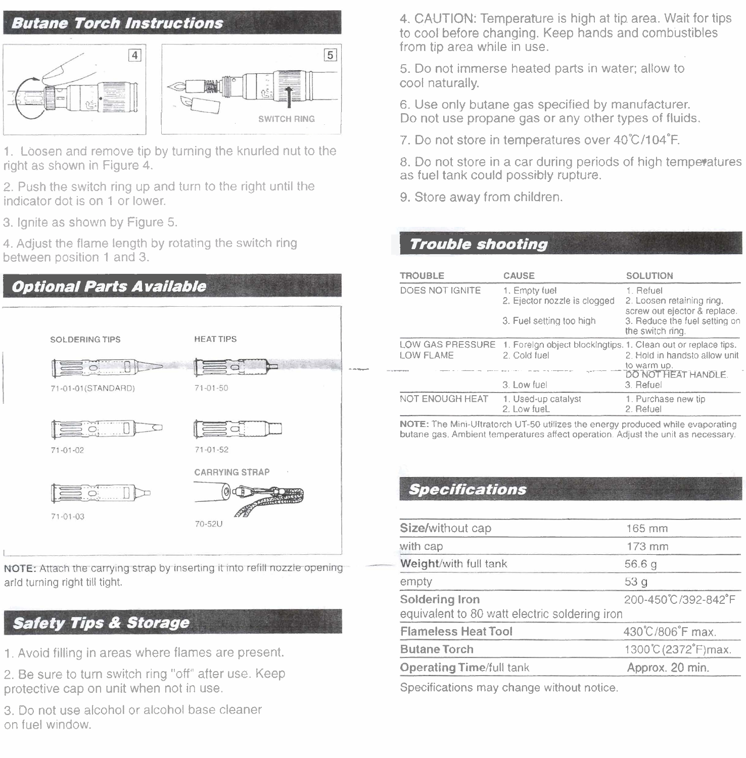## Butane Torch Instructions

4

5

SWITCH RING

1. Loosen and remove tip by turning the knurled nut to the right as shown in Figure 4.

2. Push the switch ring up and turn to the right until the indicator dot is on 1 or lower.

3. Ignite as shown by Figure 5.

4. Adjust the flame length by rotating the switch ring between position 1 and 3.

## Optional Parts Available

SOLDERING TIPS

71-01-01(STANDARD)

71-01-02

71-01-03

HEAT TIPS

71-01-50

71-01-52

CARRYING STRAP

70-52U

**NOTE:** Attach the carrying strap by inserting it into refill nozzle opening arld turning right till tight.

## Safety Tips & Storage

1. Avoid filling in areas where flames are present.

2. Be sure to turn switch ring "off" after use. Keep protective cap on unit when not in use.

3. Do not use alcohol or alcohol base cleaner on fuel window.

4. CAUTION: Temperature is high at tip area. Wait for tips to cool before changing. Keep hands and combustibles from tip area while in use.

5. Do not immerse heated parts in water; allow to cool naturally.

6. Use only butane gas specified by manufacturer. Do not use propane gas or any other types of fluids.

7. Do not store in temperatures over 40℃/104°F.

8. Do not store in a car during periods of high temperatures as fuel tank could possibly rupture.

9. Store away from children.

## Trouble shooting

| TROUBLE | CAUSE | SOLUTION |
|---|---|---|
| DOES NOT IGNITE | 1. Empty fuel | 1. Refuel |
| | 2. Ejector nozzle is clogged | 2. Loosen retaining ring. screw out ejector & replace. |
| | 3. Fuel setting too high | 3. Reduce the fuel setting on the switch ring. |
| LOW GAS PRESSURE | 1. Foreign object blockingtips. | 1. Clean out or replace tips. |
| LOW FLAME | 2. Cold fuel | 2. Hold in handsto allow unit to warm up. DO NOT HEAT HANDLE. |
| | 3. Low fuel | 3. Refuel |
| NOT ENOUGH HEAT | 1. Used-up catalyst | 1. Purchase new tip |
| | 2. Low fueL | 2. Refuel |

**NOTE:** The Mini-Ultratorch UT-50 utilizes the energy produced while evaporating butane gas. Ambient temperatures affect operation. Adjust the unit as necessary.

## Specifications

| | |
|---|---|
| **Size**/without cap | 165 mm |
| with cap | 173 mm |
| **Weight**/with full tank | 56.6 g |
| empty | 53 g |
| **Soldering Iron** equivalent to 80 watt electric soldering iron | 200-450℃/392-842°F |
| **Flameless Heat Tool** | 430℃/806°F max. |
| **Butane Torch** | 1300℃(2372°F)max. |
| **Operating Time**/full tank | Approx. 20 min. |

Specifications may change without notice.